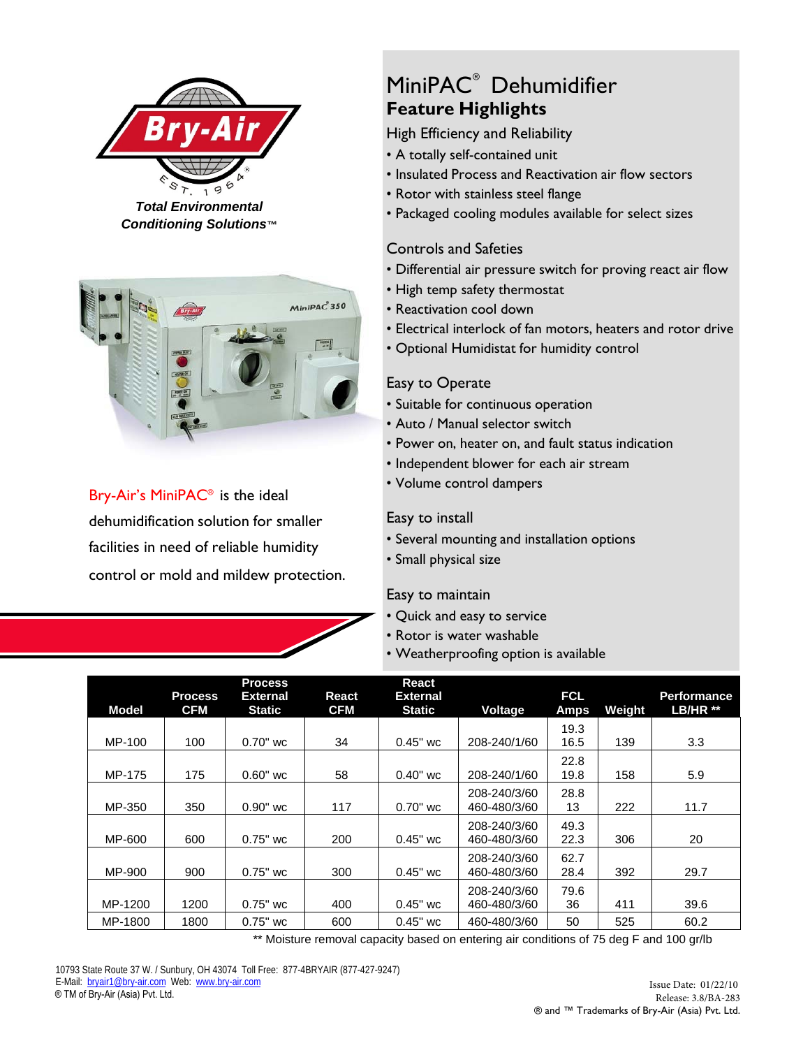Bry-Air EST. 1964

***Total Environmental Conditioning Solutions™***

Bry-Air's MiniPAC® is the ideal dehumidification solution for smaller facilities in need of reliable humidity control or mold and mildew protection.

# MiniPAC® Dehumidifier

## Feature Highlights

### High Efficiency and Reliability

- A totally self-contained unit
- Insulated Process and Reactivation air flow sectors
- Rotor with stainless steel flange
- Packaged cooling modules available for select sizes

### Controls and Safeties

- Differential air pressure switch for proving react air flow
- High temp safety thermostat
- Reactivation cool down
- Electrical interlock of fan motors, heaters and rotor drive
- Optional Humidistat for humidity control

### Easy to Operate

- Suitable for continuous operation
- Auto / Manual selector switch
- Power on, heater on, and fault status indication
- Independent blower for each air stream
- Volume control dampers

### Easy to install

- Several mounting and installation options
- Small physical size

### Easy to maintain

- Quick and easy to service
- Rotor is water washable
- Weatherproofing option is available

| Model | Process CFM | Process External Static | React CFM | React External Static | Voltage | FCL Amps | Weight | Performance LB/HR ** |
|---|---|---|---|---|---|---|---|---|
| MP-100 | 100 | 0.70" wc | 34 | 0.45" wc | 208-240/1/60 | 19.3<br>16.5 | 139 | 3.3 |
| MP-175 | 175 | 0.60" wc | 58 | 0.40" wc | 208-240/1/60 | 22.8<br>19.8 | 158 | 5.9 |
| MP-350 | 350 | 0.90" wc | 117 | 0.70" wc | 208-240/3/60<br>460-480/3/60 | 28.8<br>13 | 222 | 11.7 |
| MP-600 | 600 | 0.75" wc | 200 | 0.45" wc | 208-240/3/60<br>460-480/3/60 | 49.3<br>22.3 | 306 | 20 |
| MP-900 | 900 | 0.75" wc | 300 | 0.45" wc | 208-240/3/60<br>460-480/3/60 | 62.7<br>28.4 | 392 | 29.7 |
| MP-1200 | 1200 | 0.75" wc | 400 | 0.45" wc | 208-240/3/60<br>460-480/3/60 | 79.6<br>36 | 411 | 39.6 |
| MP-1800 | 1800 | 0.75" wc | 600 | 0.45" wc | 460-480/3/60 | 50 | 525 | 60.2 |

** Moisture removal capacity based on entering air conditions of 75 deg F and 100 gr/lb

10793 State Route 37 W. / Sunbury, OH 43074 Toll Free: 877-4BRYAIR (877-427-9247)
E-Mail: bryair1@bry-air.com Web: www.bry-air.com
® TM of Bry-Air (Asia) Pvt. Ltd.

Issue Date: 01/22/10
Release: 3.8/BA-283
® and ™ Trademarks of Bry-Air (Asia) Pvt. Ltd.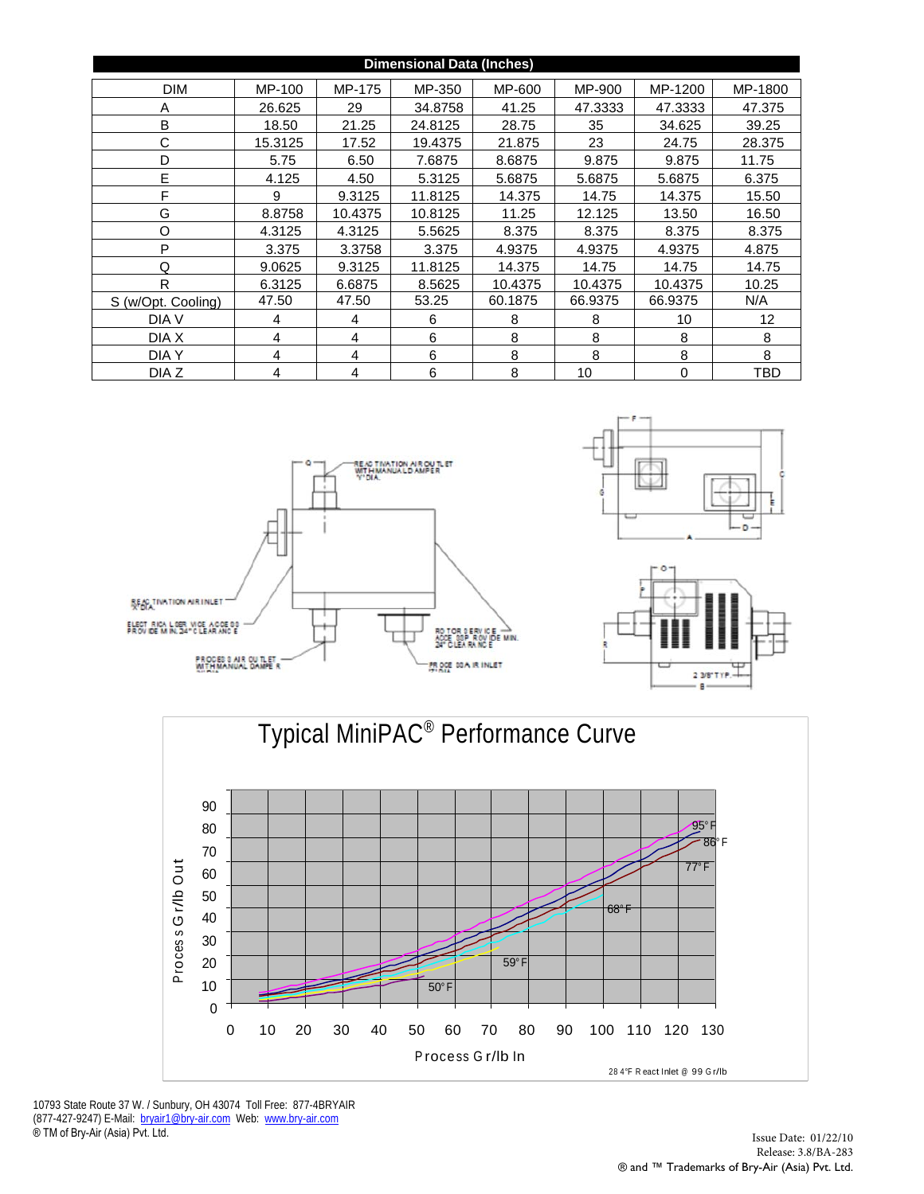| Dimensional Data (Inches) | | | | | | | |
|---|---|---|---|---|---|---|---|
| DIM | MP-100 | MP-175 | MP-350 | MP-600 | MP-900 | MP-1200 | MP-1800 |
| A | 26.625 | 29 | 34.8758 | 41.25 | 47.3333 | 47.3333 | 47.375 |
| B | 18.50 | 21.25 | 24.8125 | 28.75 | 35 | 34.625 | 39.25 |
| C | 15.3125 | 17.52 | 19.4375 | 21.875 | 23 | 24.75 | 28.375 |
| D | 5.75 | 6.50 | 7.6875 | 8.6875 | 9.875 | 9.875 | 11.75 |
| E | 4.125 | 4.50 | 5.3125 | 5.6875 | 5.6875 | 5.6875 | 6.375 |
| F | 9 | 9.3125 | 11.8125 | 14.375 | 14.75 | 14.375 | 15.50 |
| G | 8.8758 | 10.4375 | 10.8125 | 11.25 | 12.125 | 13.50 | 16.50 |
| O | 4.3125 | 4.3125 | 5.5625 | 8.375 | 8.375 | 8.375 | 8.375 |
| P | 3.375 | 3.3758 | 3.375 | 4.9375 | 4.9375 | 4.9375 | 4.875 |
| Q | 9.0625 | 9.3125 | 11.8125 | 14.375 | 14.75 | 14.75 | 14.75 |
| R | 6.3125 | 6.6875 | 8.5625 | 10.4375 | 10.4375 | 10.4375 | 10.25 |
| S (w/Opt. Cooling) | 47.50 | 47.50 | 53.25 | 60.1875 | 66.9375 | 66.9375 | N/A |
| DIA V | 4 | 4 | 6 | 8 | 8 | 10 | 12 |
| DIA X | 4 | 4 | 6 | 8 | 8 | 8 | 8 |
| DIA Y | 4 | 4 | 6 | 8 | 8 | 8 | 8 |
| DIA Z | 4 | 4 | 6 | 8 | 10 | 0 | TBD |

REACTIVATION AIR OUTLET WITH MANUAL DAMPER "Y" DIA.

REACTIVATION AIR INLET "X" DIA.

ELECTRICAL SERVICE ACCESS PROVIDE MIN. 24" CLEARANCE

PROCESS AIR OUTLET WITH MANUAL DAMPER

ROTOR SERVICE ACCESS PROVIDE MIN. 24" CLEARANCE

PROCESS AIR INLET

2 3/8" TYP.

## Typical MiniPAC® Performance Curve

Process Gr/lb Out

0, 10, 20, 30, 40, 50, 60, 70, 80, 90

Process Gr/lb In

0, 10, 20, 30, 40, 50, 60, 70, 80, 90, 100, 110, 120, 130

95°F, 86°F, 77°F, 68°F, 59°F, 50°F

284°F React Inlet @ 99 Gr/lb

10793 State Route 37 W. / Sunbury, OH 43074 Toll Free: 877-4BRYAIR
(877-427-9247) E-Mail: bryair1@bry-air.com Web: www.bry-air.com
® TM of Bry-Air (Asia) Pvt. Ltd.

Issue Date: 01/22/10
Release: 3.8/BA-283
® and ™ Trademarks of Bry-Air (Asia) Pvt. Ltd.